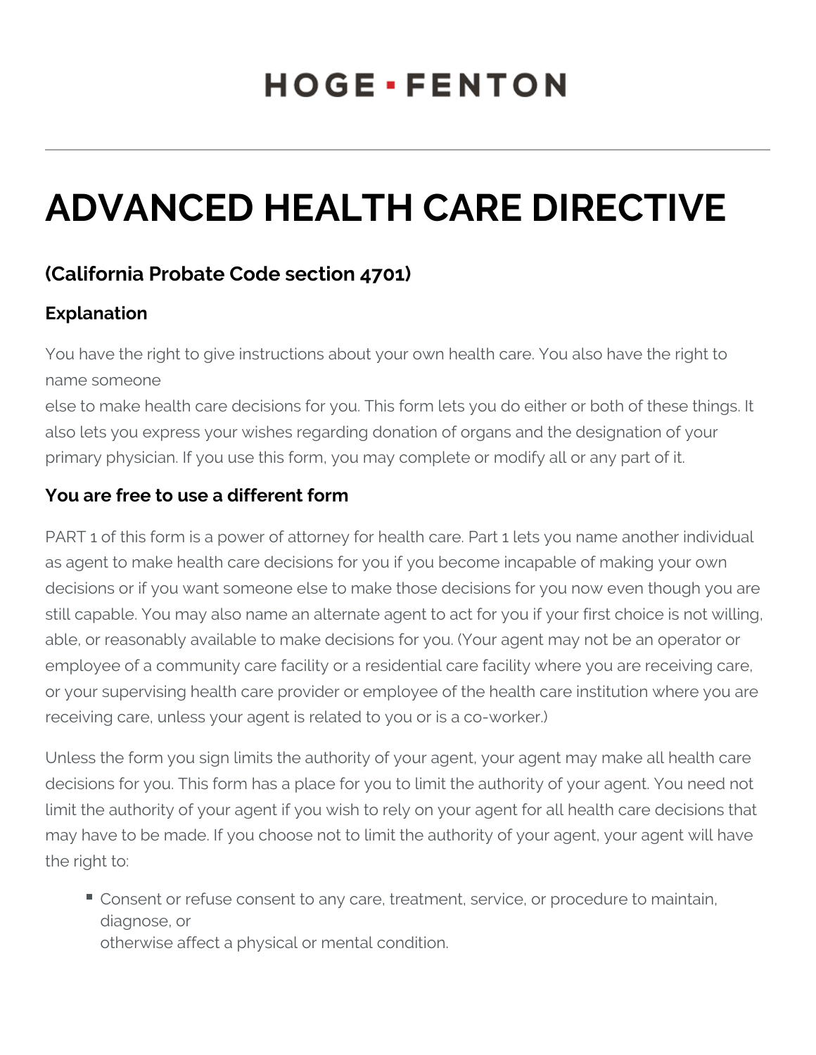HOGE · FENTON

# ADVANCED HEALTH CARE DIRECTIVE

### (California Probate Code section 4701)

### Explanation

You have the right to give instructions about your own health care. You also have the right to name someone else to make health care decisions for you. This form lets you do either or both of these things. It also lets you express your wishes regarding donation of organs and the designation of your primary physician. If you use this form, you may complete or modify all or any part of it.

### You are free to use a different form

PART 1 of this form is a power of attorney for health care. Part 1 lets you name another individual as agent to make health care decisions for you if you become incapable of making your own decisions or if you want someone else to make those decisions for you now even though you are still capable. You may also name an alternate agent to act for you if your first choice is not willing, able, or reasonably available to make decisions for you. (Your agent may not be an operator or employee of a community care facility or a residential care facility where you are receiving care, or your supervising health care provider or employee of the health care institution where you are receiving care, unless your agent is related to you or is a co-worker.)

Unless the form you sign limits the authority of your agent, your agent may make all health care decisions for you. This form has a place for you to limit the authority of your agent. You need not limit the authority of your agent if you wish to rely on your agent for all health care decisions that may have to be made. If you choose not to limit the authority of your agent, your agent will have the right to:

- Consent or refuse consent to any care, treatment, service, or procedure to maintain, diagnose, or otherwise affect a physical or mental condition.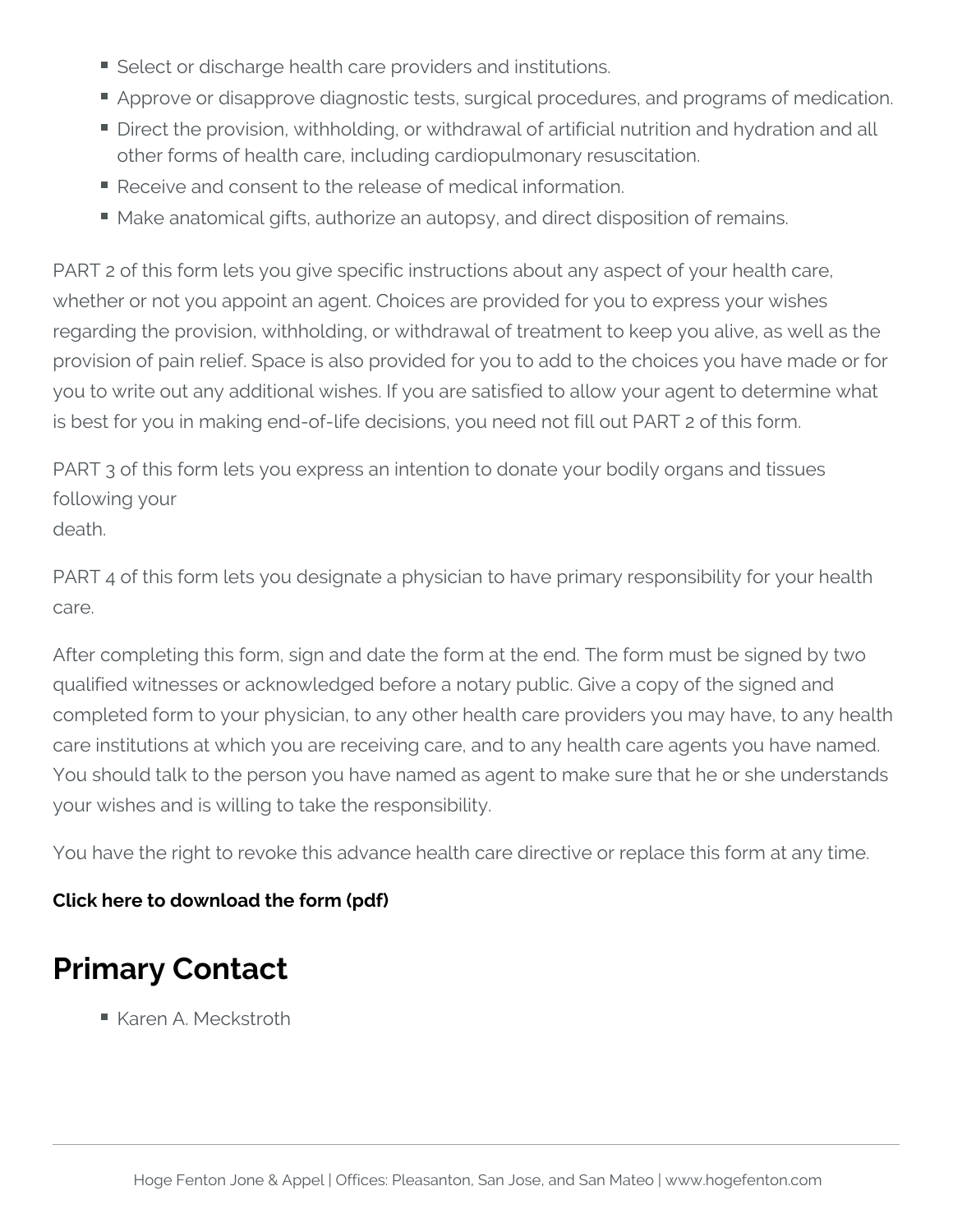- Select or discharge health care providers and institutions.
- Approve or disapprove diagnostic tests, surgical procedures, and programs of medication.
- Direct the provision, withholding, or withdrawal of artificial nutrition and hydration and all other forms of health care, including cardiopulmonary resuscitation.
- Receive and consent to the release of medical information.
- Make anatomical gifts, authorize an autopsy, and direct disposition of remains.

PART 2 of this form lets you give specific instructions about any aspect of your health care, whether or not you appoint an agent. Choices are provided for you to express your wishes regarding the provision, withholding, or withdrawal of treatment to keep you alive, as well as the provision of pain relief. Space is also provided for you to add to the choices you have made or for you to write out any additional wishes. If you are satisfied to allow your agent to determine what is best for you in making end-of-life decisions, you need not fill out PART 2 of this form.

PART 3 of this form lets you express an intention to donate your bodily organs and tissues following your
death.

PART 4 of this form lets you designate a physician to have primary responsibility for your health care.

After completing this form, sign and date the form at the end. The form must be signed by two qualified witnesses or acknowledged before a notary public. Give a copy of the signed and completed form to your physician, to any other health care providers you may have, to any health care institutions at which you are receiving care, and to any health care agents you have named. You should talk to the person you have named as agent to make sure that he or she understands your wishes and is willing to take the responsibility.

You have the right to revoke this advance health care directive or replace this form at any time.

**Click here to download the form (pdf)**

## Primary Contact

- Karen A. Meckstroth